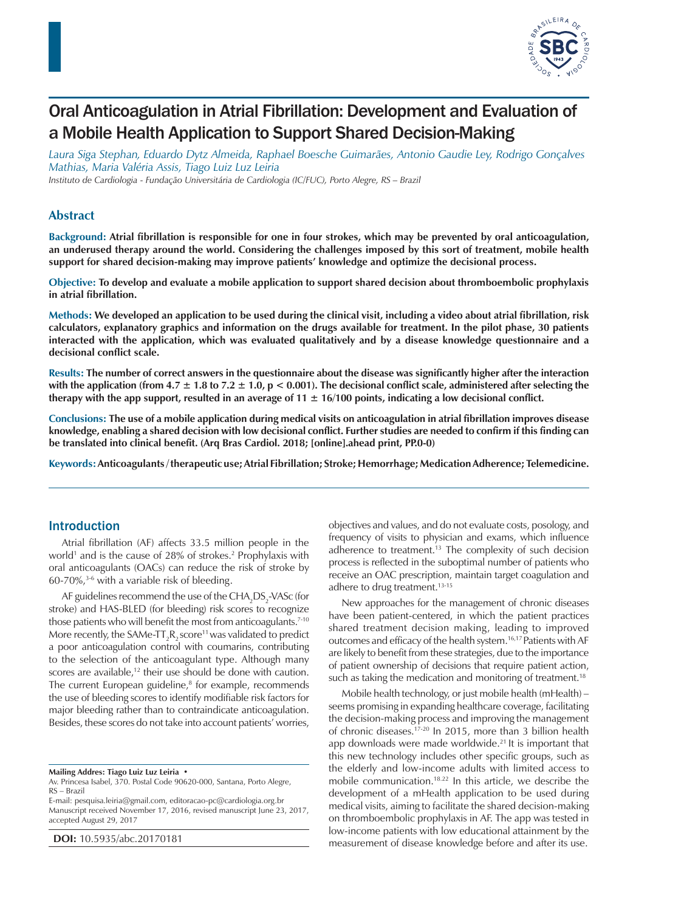# Oral Anticoagulation in Atrial Fibrillation: Development and Evaluation of a Mobile Health Application to Support Shared Decision-Making

*Laura Siga Stephan, Eduardo Dytz Almeida, Raphael Boesche Guimarães, Antonio Gaudie Ley, Rodrigo Gonçalves Mathias, Maria Valéria Assis, Tiago Luiz Luz Leiria*

*Instituto de Cardiologia - Fundação Universitária de Cardiologia (IC/FUC), Porto Alegre, RS – Brazil*

## Abstract

**Background: Atrial fibrillation is responsible for one in four strokes, which may be prevented by oral anticoagulation, an underused therapy around the world. Considering the challenges imposed by this sort of treatment, mobile health support for shared decision-making may improve patients' knowledge and optimize the decisional process.**

**Objective: To develop and evaluate a mobile application to support shared decision about thromboembolic prophylaxis in atrial fibrillation.**

**Methods: We developed an application to be used during the clinical visit, including a video about atrial fibrillation, risk calculators, explanatory graphics and information on the drugs available for treatment. In the pilot phase, 30 patients interacted with the application, which was evaluated qualitatively and by a disease knowledge questionnaire and a decisional conflict scale.**

**Results: The number of correct answers in the questionnaire about the disease was significantly higher after the interaction with the application (from 4.7 ± 1.8 to 7.2 ± 1.0, $p < 0.001$). The decisional conflict scale, administered after selecting the therapy with the app support, resulted in an average of 11 ± 16/100 points, indicating a low decisional conflict.**

**Conclusions: The use of a mobile application during medical visits on anticoagulation in atrial fibrillation improves disease knowledge, enabling a shared decision with low decisional conflict. Further studies are needed to confirm if this finding can be translated into clinical benefit. (Arq Bras Cardiol. 2018; [online].ahead print, PP.0-0)**

**Keywords: Anticoagulants / therapeutic use; Atrial Fibrillation; Stroke; Hemorrhage; Medication Adherence; Telemedicine.**

## Introduction

Atrial fibrillation (AF) affects 33.5 million people in the world[1] and is the cause of 28% of strokes.[2] Prophylaxis with oral anticoagulants (OACs) can reduce the risk of stroke by 60-70%,[3-6] with a variable risk of bleeding.

AF guidelines recommend the use of the $CHA_2DS_2$-VASc (for stroke) and HAS-BLED (for bleeding) risk scores to recognize those patients who will benefit the most from anticoagulants.[7-10] More recently, the SAMe-$TT_2R_2$ score[11] was validated to predict a poor anticoagulation control with coumarins, contributing to the selection of the anticoagulant type. Although many scores are available,[12] their use should be done with caution. The current European guideline,[8] for example, recommends the use of bleeding scores to identify modifiable risk factors for major bleeding rather than to contraindicate anticoagulation. Besides, these scores do not take into account patients' worries, objectives and values, and do not evaluate costs, posology, and frequency of visits to physician and exams, which influence adherence to treatment.[13] The complexity of such decision process is reflected in the suboptimal number of patients who receive an OAC prescription, maintain target coagulation and adhere to drug treatment.[13-15]

New approaches for the management of chronic diseases have been patient-centered, in which the patient practices shared treatment decision making, leading to improved outcomes and efficacy of the health system.[16,17] Patients with AF are likely to benefit from these strategies, due to the importance of patient ownership of decisions that require patient action, such as taking the medication and monitoring of treatment.[18]

Mobile health technology, or just mobile health (mHealth) – seems promising in expanding healthcare coverage, facilitating the decision-making process and improving the management of chronic diseases.[17-20] In 2015, more than 3 billion health app downloads were made worldwide.[21] It is important that this new technology includes other specific groups, such as the elderly and low-income adults with limited access to mobile communication.[18,22] In this article, we describe the development of a mHealth application to be used during medical visits, aiming to facilitate the shared decision-making on thromboembolic prophylaxis in AF. The app was tested in low-income patients with low educational attainment by the measurement of disease knowledge before and after its use.

**Mailing Addres: Tiago Luiz Luz Leiria •**
Av. Princesa Isabel, 370. Postal Code 90620-000, Santana, Porto Alegre, RS – Brazil
E-mail: pesquisa.leiria@gmail.com, editoracao-pc@cardiologia.org.br
Manuscript received November 17, 2016, revised manuscript June 23, 2017, accepted August 29, 2017

**DOI:** 10.5935/abc.20170181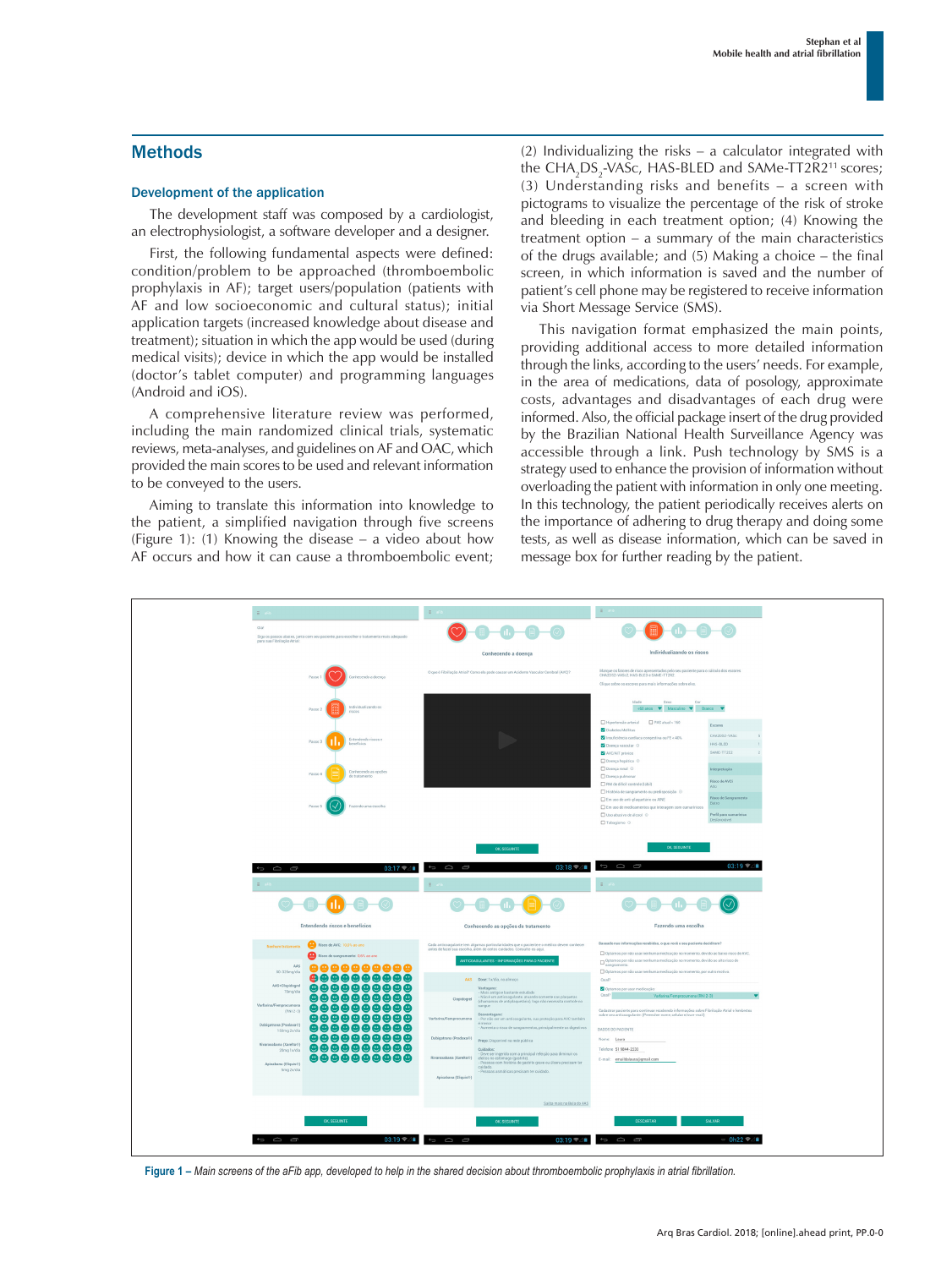## Methods

### Development of the application

The development staff was composed by a cardiologist, an electrophysiologist, a software developer and a designer.

First, the following fundamental aspects were defined: condition/problem to be approached (thromboembolic prophylaxis in AF); target users/population (patients with AF and low socioeconomic and cultural status); initial application targets (increased knowledge about disease and treatment); situation in which the app would be used (during medical visits); device in which the app would be installed (doctor's tablet computer) and programming languages (Android and iOS).

A comprehensive literature review was performed, including the main randomized clinical trials, systematic reviews, meta-analyses, and guidelines on AF and OAC, which provided the main scores to be used and relevant information to be conveyed to the users.

Aiming to translate this information into knowledge to the patient, a simplified navigation through five screens (Figure 1): (1) Knowing the disease – a video about how AF occurs and how it can cause a thromboembolic event; (2) Individualizing the risks – a calculator integrated with the $CHA_2DS_2$-VASc, HAS-BLED and SAMe-TT2R2[11] scores; (3) Understanding risks and benefits – a screen with pictograms to visualize the percentage of the risk of stroke and bleeding in each treatment option; (4) Knowing the treatment option – a summary of the main characteristics of the drugs available; and (5) Making a choice – the final screen, in which information is saved and the number of patient's cell phone may be registered to receive information via Short Message Service (SMS).

This navigation format emphasized the main points, providing additional access to more detailed information through the links, according to the users' needs. For example, in the area of medications, data of posology, approximate costs, advantages and disadvantages of each drug were informed. Also, the official package insert of the drug provided by the Brazilian National Health Surveillance Agency was accessible through a link. Push technology by SMS is a strategy used to enhance the provision of information without overloading the patient with information in only one meeting. In this technology, the patient periodically receives alerts on the importance of adhering to drug therapy and doing some tests, as well as disease information, which can be saved in message box for further reading by the patient.

**Figure 1** – *Main screens of the aFib app, developed to help in the shared decision about thromboembolic prophylaxis in atrial fibrillation.*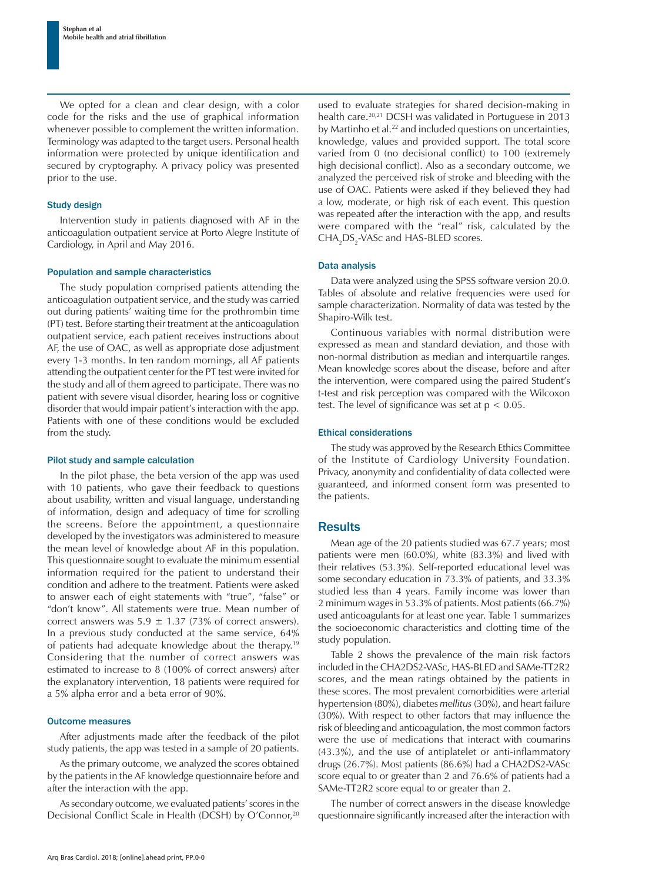We opted for a clean and clear design, with a color code for the risks and the use of graphical information whenever possible to complement the written information. Terminology was adapted to the target users. Personal health information were protected by unique identification and secured by cryptography. A privacy policy was presented prior to the use.

### Study design

Intervention study in patients diagnosed with AF in the anticoagulation outpatient service at Porto Alegre Institute of Cardiology, in April and May 2016.

### Population and sample characteristics

The study population comprised patients attending the anticoagulation outpatient service, and the study was carried out during patients' waiting time for the prothrombin time (PT) test. Before starting their treatment at the anticoagulation outpatient service, each patient receives instructions about AF, the use of OAC, as well as appropriate dose adjustment every 1-3 months. In ten random mornings, all AF patients attending the outpatient center for the PT test were invited for the study and all of them agreed to participate. There was no patient with severe visual disorder, hearing loss or cognitive disorder that would impair patient's interaction with the app. Patients with one of these conditions would be excluded from the study.

### Pilot study and sample calculation

In the pilot phase, the beta version of the app was used with 10 patients, who gave their feedback to questions about usability, written and visual language, understanding of information, design and adequacy of time for scrolling the screens. Before the appointment, a questionnaire developed by the investigators was administered to measure the mean level of knowledge about AF in this population. This questionnaire sought to evaluate the minimum essential information required for the patient to understand their condition and adhere to the treatment. Patients were asked to answer each of eight statements with "true", "false" or "don't know". All statements were true. Mean number of correct answers was $5.9 \pm 1.37$ (73% of correct answers). In a previous study conducted at the same service, 64% of patients had adequate knowledge about the therapy.[19] Considering that the number of correct answers was estimated to increase to 8 (100% of correct answers) after the explanatory intervention, 18 patients were required for a 5% alpha error and a beta error of 90%.

### Outcome measures

After adjustments made after the feedback of the pilot study patients, the app was tested in a sample of 20 patients.

As the primary outcome, we analyzed the scores obtained by the patients in the AF knowledge questionnaire before and after the interaction with the app.

As secondary outcome, we evaluated patients' scores in the Decisional Conflict Scale in Health (DCSH) by O'Connor,[20] used to evaluate strategies for shared decision-making in health care.[20,21] DCSH was validated in Portuguese in 2013 by Martinho et al.[22] and included questions on uncertainties, knowledge, values and provided support. The total score varied from 0 (no decisional conflict) to 100 (extremely high decisional conflict). Also as a secondary outcome, we analyzed the perceived risk of stroke and bleeding with the use of OAC. Patients were asked if they believed they had a low, moderate, or high risk of each event. This question was repeated after the interaction with the app, and results were compared with the "real" risk, calculated by the $CHA_2DS_2$-VASc and HAS-BLED scores.

### Data analysis

Data were analyzed using the SPSS software version 20.0. Tables of absolute and relative frequencies were used for sample characterization. Normality of data was tested by the Shapiro-Wilk test.

Continuous variables with normal distribution were expressed as mean and standard deviation, and those with non-normal distribution as median and interquartile ranges. Mean knowledge scores about the disease, before and after the intervention, were compared using the paired Student's t-test and risk perception was compared with the Wilcoxon test. The level of significance was set at $p < 0.05$.

### Ethical considerations

The study was approved by the Research Ethics Committee of the Institute of Cardiology University Foundation. Privacy, anonymity and confidentiality of data collected were guaranteed, and informed consent form was presented to the patients.

## Results

Mean age of the 20 patients studied was 67.7 years; most patients were men (60.0%), white (83.3%) and lived with their relatives (53.3%). Self-reported educational level was some secondary education in 73.3% of patients, and 33.3% studied less than 4 years. Family income was lower than 2 minimum wages in 53.3% of patients. Most patients (66.7%) used anticoagulants for at least one year. Table 1 summarizes the socioeconomic characteristics and clotting time of the study population.

Table 2 shows the prevalence of the main risk factors included in the CHA2DS2-VASc, HAS-BLED and SAMe-TT2R2 scores, and the mean ratings obtained by the patients in these scores. The most prevalent comorbidities were arterial hypertension (80%), diabetes *mellitus* (30%), and heart failure (30%). With respect to other factors that may influence the risk of bleeding and anticoagulation, the most common factors were the use of medications that interact with coumarins (43.3%), and the use of antiplatelet or anti-inflammatory drugs (26.7%). Most patients (86.6%) had a CHA2DS2-VASc score equal to or greater than 2 and 76.6% of patients had a SAMe-TT2R2 score equal to or greater than 2.

The number of correct answers in the disease knowledge questionnaire significantly increased after the interaction with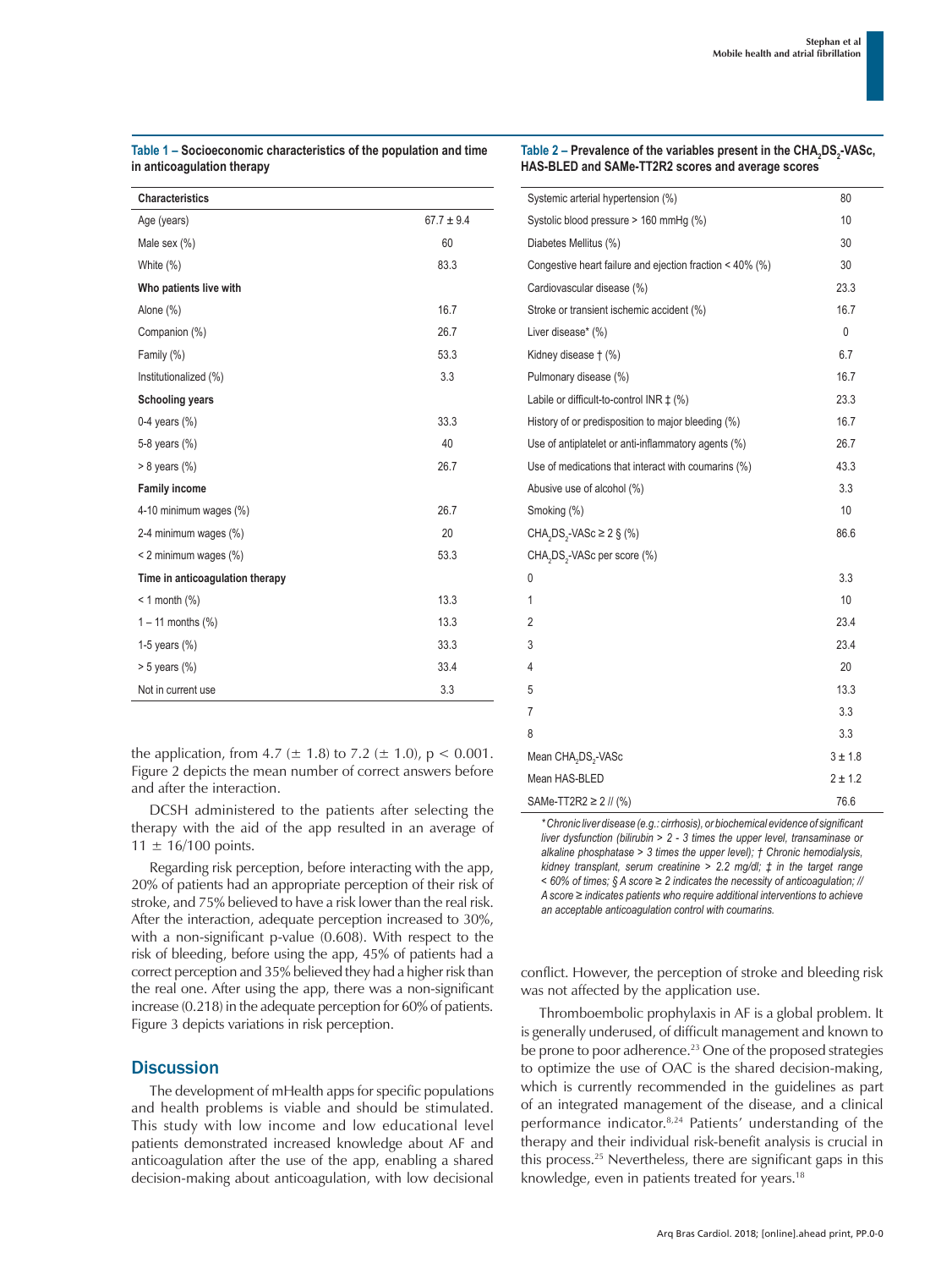**Table 1 – Socioeconomic characteristics of the population and time in anticoagulation therapy**

| Characteristics | |
|---|---|
| Age (years) | 67.7 ± 9.4 |
| Male sex (%) | 60 |
| White (%) | 83.3 |
| **Who patients live with** | |
| Alone (%) | 16.7 |
| Companion (%) | 26.7 |
| Family (%) | 53.3 |
| Institutionalized (%) | 3.3 |
| **Schooling years** | |
| 0-4 years (%) | 33.3 |
| 5-8 years (%) | 40 |
| > 8 years (%) | 26.7 |
| **Family income** | |
| 4-10 minimum wages (%) | 26.7 |
| 2-4 minimum wages (%) | 20 |
| < 2 minimum wages (%) | 53.3 |
| **Time in anticoagulation therapy** | |
| < 1 month (%) | 13.3 |
| 1 – 11 months (%) | 13.3 |
| 1-5 years (%) | 33.3 |
| > 5 years (%) | 33.4 |
| Not in current use | 3.3 |

**Table 2 – Prevalence of the variables present in the $CHA_2DS_2$-VASc, HAS-BLED and SAMe-TT2R2 scores and average scores**

| Variable | |
|---|---|
| Systemic arterial hypertension (%) | 80 |
| Systolic blood pressure > 160 mmHg (%) | 10 |
| Diabetes Mellitus (%) | 30 |
| Congestive heart failure and ejection fraction < 40% (%) | 30 |
| Cardiovascular disease (%) | 23.3 |
| Stroke or transient ischemic accident (%) | 16.7 |
| Liver disease* (%) | 0 |
| Kidney disease † (%) | 6.7 |
| Pulmonary disease (%) | 16.7 |
| Labile or difficult-to-control INR ‡ (%) | 23.3 |
| History of or predisposition to major bleeding (%) | 16.7 |
| Use of antiplatelet or anti-inflammatory agents (%) | 26.7 |
| Use of medications that interact with coumarins (%) | 43.3 |
| Abusive use of alcohol (%) | 3.3 |
| Smoking (%) | 10 |
| $CHA_2DS_2$-VASc ≥ 2 § (%) | 86.6 |
| $CHA_2DS_2$-VASc per score (%) | |
| 0 | 3.3 |
| 1 | 10 |
| 2 | 23.4 |
| 3 | 23.4 |
| 4 | 20 |
| 5 | 13.3 |
| 7 | 3.3 |
| 8 | 3.3 |
| Mean $CHA_2DS_2$-VASc | 3 ± 1.8 |
| Mean HAS-BLED | 2 ± 1.2 |
| SAMe-TT2R2 ≥ 2 // (%) | 76.6 |

*\*Chronic liver disease (e.g.: cirrhosis), or biochemical evidence of significant liver dysfunction (bilirubin > 2 - 3 times the upper level, transaminase or alkaline phosphatase > 3 times the upper level); † Chronic hemodialysis, kidney transplant, serum creatinine > 2.2 mg/dl; ‡ in the target range < 60% of times; § A score ≥ 2 indicates the necessity of anticoagulation; // A score ≥ indicates patients who require additional interventions to achieve an acceptable anticoagulation control with coumarins.*

the application, from 4.7 (± 1.8) to 7.2 (± 1.0), $p < 0.001$. Figure 2 depicts the mean number of correct answers before and after the interaction.

DCSH administered to the patients after selecting the therapy with the aid of the app resulted in an average of 11 ± 16/100 points.

Regarding risk perception, before interacting with the app, 20% of patients had an appropriate perception of their risk of stroke, and 75% believed to have a risk lower than the real risk. After the interaction, adequate perception increased to 30%, with a non-significant p-value (0.608). With respect to the risk of bleeding, before using the app, 45% of patients had a correct perception and 35% believed they had a higher risk than the real one. After using the app, there was a non-significant increase (0.218) in the adequate perception for 60% of patients. Figure 3 depicts variations in risk perception.

## Discussion

The development of mHealth apps for specific populations and health problems is viable and should be stimulated. This study with low income and low educational level patients demonstrated increased knowledge about AF and anticoagulation after the use of the app, enabling a shared decision-making about anticoagulation, with low decisional conflict. However, the perception of stroke and bleeding risk was not affected by the application use.

Thromboembolic prophylaxis in AF is a global problem. It is generally underused, of difficult management and known to be prone to poor adherence.[23] One of the proposed strategies to optimize the use of OAC is the shared decision-making, which is currently recommended in the guidelines as part of an integrated management of the disease, and a clinical performance indicator.[8,24] Patients' understanding of the therapy and their individual risk-benefit analysis is crucial in this process.[25] Nevertheless, there are significant gaps in this knowledge, even in patients treated for years.[18]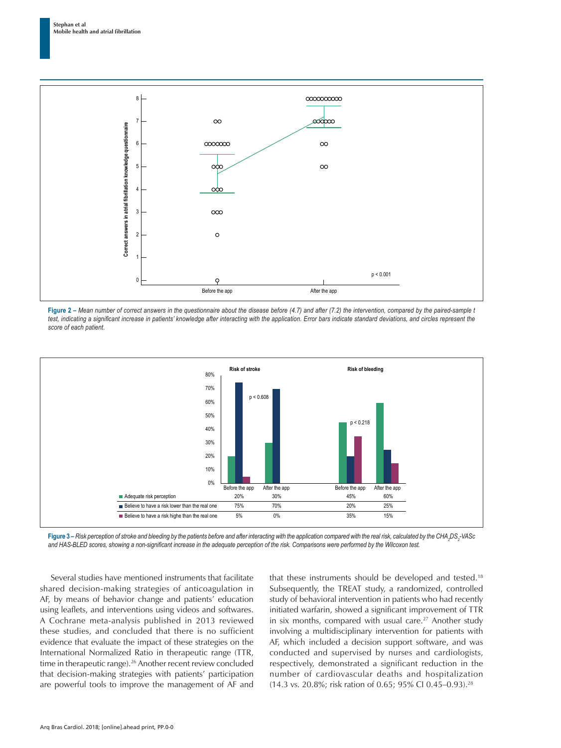Figure 2 – *Mean number of correct answers in the questionnaire about the disease before (4.7) and after (7.2) the intervention, compared by the paired-sample t test, indicating a significant increase in patients' knowledge after interacting with the application. Error bars indicate standard deviations, and circles represent the score of each patient.*

| | Risk of stroke | | Risk of bleeding | |
|---|---|---|---|---|
| | Before the app | After the app | Before the app | After the app |
| Adequate risk perception | 20% | 30% | 45% | 60% |
| Believe to have a risk lower than the real one | 75% | 70% | 20% | 25% |
| Believe to have a risk highe than the real one | 5% | 0% | 35% | 15% |

Figure 3 – *Risk perception of stroke and bleeding by the patients before and after interacting with the application compared with the real risk, calculated by the $CHA_2DS_2$-VASc and HAS-BLED scores, showing a non-significant increase in the adequate perception of the risk. Comparisons were performed by the Wilcoxon test.*

Several studies have mentioned instruments that facilitate shared decision-making strategies of anticoagulation in AF, by means of behavior change and patients' education using leaflets, and interventions using videos and softwares. A Cochrane meta-analysis published in 2013 reviewed these studies, and concluded that there is no sufficient evidence that evaluate the impact of these strategies on the International Normalized Ratio in therapeutic range (TTR, time in therapeutic range).[26] Another recent review concluded that decision-making strategies with patients' participation are powerful tools to improve the management of AF and that these instruments should be developed and tested.[18] Subsequently, the TREAT study, a randomized, controlled study of behavioral intervention in patients who had recently initiated warfarin, showed a significant improvement of TTR in six months, compared with usual care.[27] Another study involving a multidisciplinary intervention for patients with AF, which included a decision support software, and was conducted and supervised by nurses and cardiologists, respectively, demonstrated a significant reduction in the number of cardiovascular deaths and hospitalization (14.3 vs. 20.8%; risk ration of 0.65; 95% CI 0.45–0.93).[28]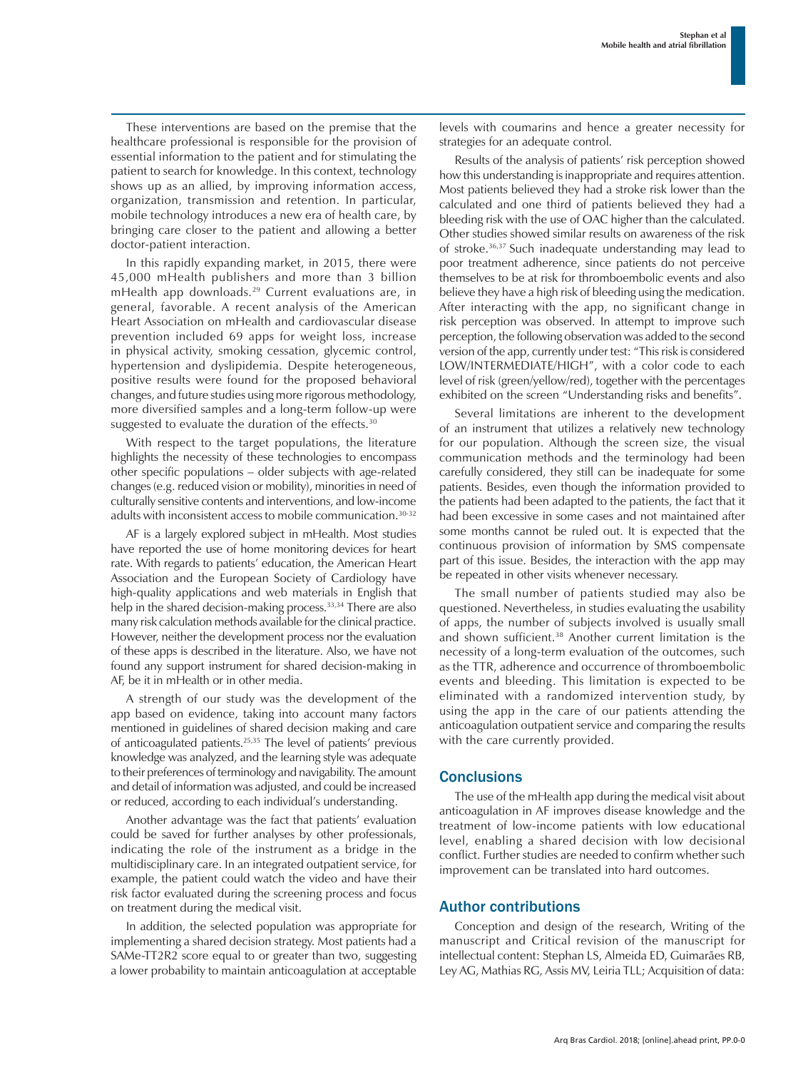These interventions are based on the premise that the healthcare professional is responsible for the provision of essential information to the patient and for stimulating the patient to search for knowledge. In this context, technology shows up as an allied, by improving information access, organization, transmission and retention. In particular, mobile technology introduces a new era of health care, by bringing care closer to the patient and allowing a better doctor-patient interaction.

In this rapidly expanding market, in 2015, there were 45,000 mHealth publishers and more than 3 billion mHealth app downloads.[29] Current evaluations are, in general, favorable. A recent analysis of the American Heart Association on mHealth and cardiovascular disease prevention included 69 apps for weight loss, increase in physical activity, smoking cessation, glycemic control, hypertension and dyslipidemia. Despite heterogeneous, positive results were found for the proposed behavioral changes, and future studies using more rigorous methodology, more diversified samples and a long-term follow-up were suggested to evaluate the duration of the effects.[30]

With respect to the target populations, the literature highlights the necessity of these technologies to encompass other specific populations – older subjects with age-related changes (e.g. reduced vision or mobility), minorities in need of culturally sensitive contents and interventions, and low-income adults with inconsistent access to mobile communication.[30-32]

AF is a largely explored subject in mHealth. Most studies have reported the use of home monitoring devices for heart rate. With regards to patients' education, the American Heart Association and the European Society of Cardiology have high-quality applications and web materials in English that help in the shared decision-making process.[33,34] There are also many risk calculation methods available for the clinical practice. However, neither the development process nor the evaluation of these apps is described in the literature. Also, we have not found any support instrument for shared decision-making in AF, be it in mHealth or in other media.

A strength of our study was the development of the app based on evidence, taking into account many factors mentioned in guidelines of shared decision making and care of anticoagulated patients.[25,35] The level of patients' previous knowledge was analyzed, and the learning style was adequate to their preferences of terminology and navigability. The amount and detail of information was adjusted, and could be increased or reduced, according to each individual's understanding.

Another advantage was the fact that patients' evaluation could be saved for further analyses by other professionals, indicating the role of the instrument as a bridge in the multidisciplinary care. In an integrated outpatient service, for example, the patient could watch the video and have their risk factor evaluated during the screening process and focus on treatment during the medical visit.

In addition, the selected population was appropriate for implementing a shared decision strategy. Most patients had a SAMe-TT2R2 score equal to or greater than two, suggesting a lower probability to maintain anticoagulation at acceptable levels with coumarins and hence a greater necessity for strategies for an adequate control.

Results of the analysis of patients' risk perception showed how this understanding is inappropriate and requires attention. Most patients believed they had a stroke risk lower than the calculated and one third of patients believed they had a bleeding risk with the use of OAC higher than the calculated. Other studies showed similar results on awareness of the risk of stroke.[36,37] Such inadequate understanding may lead to poor treatment adherence, since patients do not perceive themselves to be at risk for thromboembolic events and also believe they have a high risk of bleeding using the medication. After interacting with the app, no significant change in risk perception was observed. In attempt to improve such perception, the following observation was added to the second version of the app, currently under test: "This risk is considered LOW/INTERMEDIATE/HIGH", with a color code to each level of risk (green/yellow/red), together with the percentages exhibited on the screen "Understanding risks and benefits".

Several limitations are inherent to the development of an instrument that utilizes a relatively new technology for our population. Although the screen size, the visual communication methods and the terminology had been carefully considered, they still can be inadequate for some patients. Besides, even though the information provided to the patients had been adapted to the patients, the fact that it had been excessive in some cases and not maintained after some months cannot be ruled out. It is expected that the continuous provision of information by SMS compensate part of this issue. Besides, the interaction with the app may be repeated in other visits whenever necessary.

The small number of patients studied may also be questioned. Nevertheless, in studies evaluating the usability of apps, the number of subjects involved is usually small and shown sufficient.[38] Another current limitation is the necessity of a long-term evaluation of the outcomes, such as the TTR, adherence and occurrence of thromboembolic events and bleeding. This limitation is expected to be eliminated with a randomized intervention study, by using the app in the care of our patients attending the anticoagulation outpatient service and comparing the results with the care currently provided.

## Conclusions

The use of the mHealth app during the medical visit about anticoagulation in AF improves disease knowledge and the treatment of low-income patients with low educational level, enabling a shared decision with low decisional conflict. Further studies are needed to confirm whether such improvement can be translated into hard outcomes.

## Author contributions

Conception and design of the research, Writing of the manuscript and Critical revision of the manuscript for intellectual content: Stephan LS, Almeida ED, Guimarães RB, Ley AG, Mathias RG, Assis MV, Leiria TLL; Acquisition of data: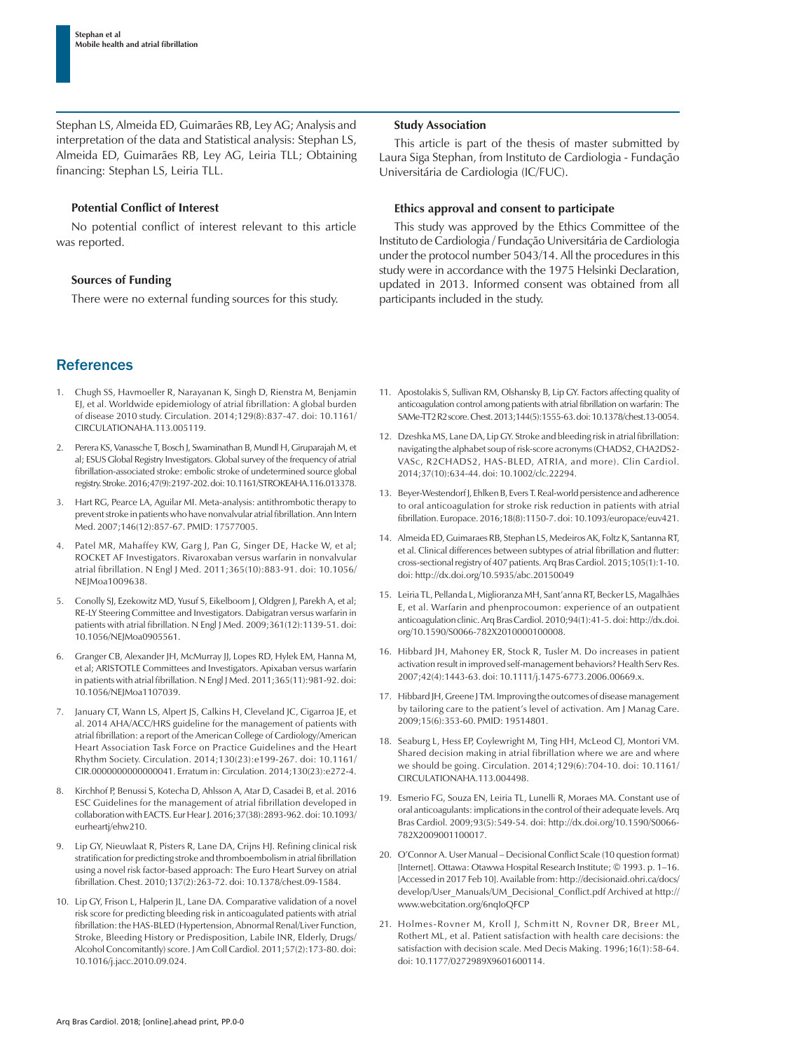Stephan LS, Almeida ED, Guimarães RB, Ley AG; Analysis and interpretation of the data and Statistical analysis: Stephan LS, Almeida ED, Guimarães RB, Ley AG, Leiria TLL; Obtaining financing: Stephan LS, Leiria TLL.

### Potential Conflict of Interest

No potential conflict of interest relevant to this article was reported.

### Sources of Funding

There were no external funding sources for this study.

### Study Association

This article is part of the thesis of master submitted by Laura Siga Stephan, from Instituto de Cardiologia - Fundação Universitária de Cardiologia (IC/FUC).

### Ethics approval and consent to participate

This study was approved by the Ethics Committee of the Instituto de Cardiologia / Fundação Universitária de Cardiologia under the protocol number 5043/14. All the procedures in this study were in accordance with the 1975 Helsinki Declaration, updated in 2013. Informed consent was obtained from all participants included in the study.

## References

1. Chugh SS, Havmoeller R, Narayanan K, Singh D, Rienstra M, Benjamin EJ, et al. Worldwide epidemiology of atrial fibrillation: A global burden of disease 2010 study. Circulation. 2014;129(8):837-47. doi: 10.1161/CIRCULATIONAHA.113.005119.
2. Perera KS, Vanassche T, Bosch J, Swaminathan B, Mundl H, Giruparajah M, et al; ESUS Global Registry Investigators. Global survey of the frequency of atrial fibrillation-associated stroke: embolic stroke of undetermined source global registry. Stroke. 2016;47(9):2197-202. doi: 10.1161/STROKEAHA.116.013378.
3. Hart RG, Pearce LA, Aguilar MI. Meta-analysis: antithrombotic therapy to prevent stroke in patients who have nonvalvular atrial fibrillation. Ann Intern Med. 2007;146(12):857-67. PMID: 17577005.
4. Patel MR, Mahaffey KW, Garg J, Pan G, Singer DE, Hacke W, et al; ROCKET AF Investigators. Rivaroxaban versus warfarin in nonvalvular atrial fibrillation. N Engl J Med. 2011;365(10):883-91. doi: 10.1056/NEJMoa1009638.
5. Conolly SJ, Ezekowitz MD, Yusuf S, Eikelboom J, Oldgren J, Parekh A, et al; RE-LY Steering Committee and Investigators. Dabigatran versus warfarin in patients with atrial fibrillation. N Engl J Med. 2009;361(12):1139-51. doi: 10.1056/NEJMoa0905561.
6. Granger CB, Alexander JH, McMurray JJ, Lopes RD, Hylek EM, Hanna M, et al; ARISTOTLE Committees and Investigators. Apixaban versus warfarin in patients with atrial fibrillation. N Engl J Med. 2011;365(11):981-92. doi: 10.1056/NEJMoa1107039.
7. January CT, Wann LS, Alpert JS, Calkins H, Cleveland JC, Cigarroa JE, et al. 2014 AHA/ACC/HRS guideline for the management of patients with atrial fibrillation: a report of the American College of Cardiology/American Heart Association Task Force on Practice Guidelines and the Heart Rhythm Society. Circulation. 2014;130(23):e199-267. doi: 10.1161/CIR.0000000000000041. Erratum in: Circulation. 2014;130(23):e272-4.
8. Kirchhof P, Benussi S, Kotecha D, Ahlsson A, Atar D, Casadei B, et al. 2016 ESC Guidelines for the management of atrial fibrillation developed in collaboration with EACTS. Eur Hear J. 2016;37(38):2893-962. doi: 10.1093/eurheartj/ehw210.
9. Lip GY, Nieuwlaat R, Pisters R, Lane DA, Crijns HJ. Refining clinical risk stratification for predicting stroke and thromboembolism in atrial fibrillation using a novel risk factor-based approach: The Euro Heart Survey on atrial fibrillation. Chest. 2010;137(2):263-72. doi: 10.1378/chest.09-1584.
10. Lip GY, Frison L, Halperin JL, Lane DA. Comparative validation of a novel risk score for predicting bleeding risk in anticoagulated patients with atrial fibrillation: the HAS-BLED (Hypertension, Abnormal Renal/Liver Function, Stroke, Bleeding History or Predisposition, Labile INR, Elderly, Drugs/Alcohol Concomitantly) score. J Am Coll Cardiol. 2011;57(2):173-80. doi: 10.1016/j.jacc.2010.09.024.
11. Apostolakis S, Sullivan RM, Olshansky B, Lip GY. Factors affecting quality of anticoagulation control among patients with atrial fibrillation on warfarin: The SAMe-TT2 R2 score. Chest. 2013;144(5):1555-63. doi: 10.1378/chest.13-0054.
12. Dzeshka MS, Lane DA, Lip GY. Stroke and bleeding risk in atrial fibrillation: navigating the alphabet soup of risk-score acronyms (CHADS2, CHA2DS2-VASc, R2CHADS2, HAS-BLED, ATRIA, and more). Clin Cardiol. 2014;37(10):634-44. doi: 10.1002/clc.22294.
13. Beyer-Westendorf J, Ehlken B, Evers T. Real-world persistence and adherence to oral anticoagulation for stroke risk reduction in patients with atrial fibrillation. Europace. 2016;18(8):1150-7. doi: 10.1093/europace/euv421.
14. Almeida ED, Guimaraes RB, Stephan LS, Medeiros AK, Foltz K, Santanna RT, et al. Clinical differences between subtypes of atrial fibrillation and flutter: cross-sectional registry of 407 patients. Arq Bras Cardiol. 2015;105(1):1-10. doi: http://dx.doi.org/10.5935/abc.20150049
15. Leiria TL, Pellanda L, Miglioranza MH, Sant'anna RT, Becker LS, Magalhães E, et al. Warfarin and phenprocoumon: experience of an outpatient anticoagulation clinic. Arq Bras Cardiol. 2010;94(1):41-5. doi: http://dx.doi.org/10.1590/S0066-782X2010000100008.
16. Hibbard JH, Mahoney ER, Stock R, Tusler M. Do increases in patient activation result in improved self-management behaviors? Health Serv Res. 2007;42(4):1443-63. doi: 10.1111/j.1475-6773.2006.00669.x.
17. Hibbard JH, Greene J TM. Improving the outcomes of disease management by tailoring care to the patient's level of activation. Am J Manag Care. 2009;15(6):353-60. PMID: 19514801.
18. Seaburg L, Hess EP, Coylewright M, Ting HH, McLeod CJ, Montori VM. Shared decision making in atrial fibrillation where we are and where we should be going. Circulation. 2014;129(6):704-10. doi: 10.1161/CIRCULATIONAHA.113.004498.
19. Esmerio FG, Souza EN, Leiria TL, Lunelli R, Moraes MA. Constant use of oral anticoagulants: implications in the control of their adequate levels. Arq Bras Cardiol. 2009;93(5):549-54. doi: http://dx.doi.org/10.1590/S0066-782X2009001100017.
20. O'Connor A. User Manual – Decisional Conflict Scale (10 question format) [Internet]. Ottawa: Otawwa Hospital Research Institute; © 1993. p. 1–16. [Accessed in 2017 Feb 10]. Available from: http://decisionaid.ohri.ca/docs/develop/User_Manuals/UM_Decisional_Conflict.pdf Archived at http://www.webcitation.org/6nqIoQFCP
21. Holmes-Rovner M, Kroll J, Schmitt N, Rovner DR, Breer ML, Rothert ML, et al. Patient satisfaction with health care decisions: the satisfaction with decision scale. Med Decis Making. 1996;16(1):58-64. doi: 10.1177/0272989X9601600114.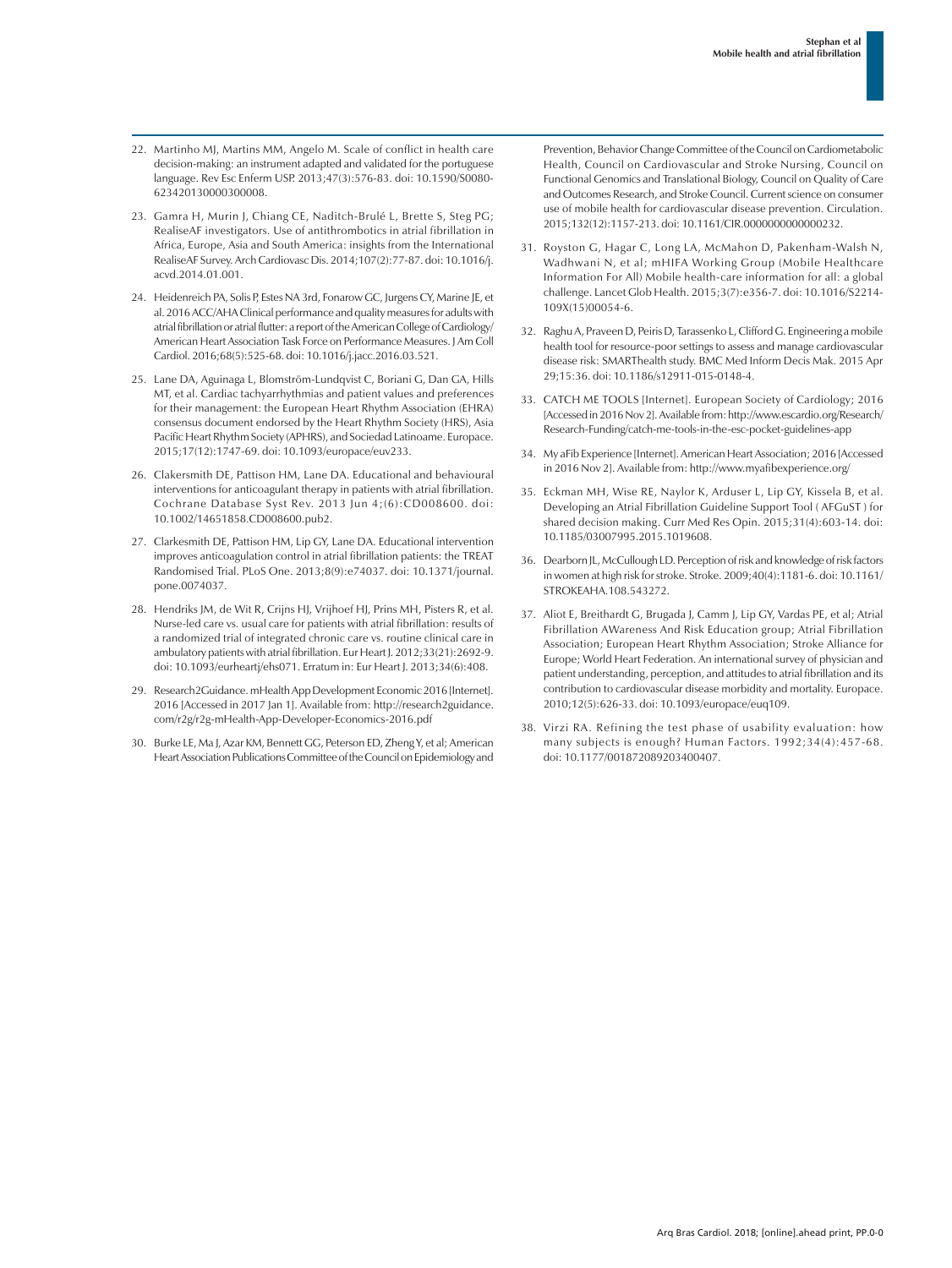22. Martinho MJ, Martins MM, Angelo M. Scale of conflict in health care decision-making: an instrument adapted and validated for the portuguese language. Rev Esc Enferm USP. 2013;47(3):576-83. doi: 10.1590/S0080-623420130000300008.

23. Gamra H, Murin J, Chiang CE, Naditch-Brulé L, Brette S, Steg PG; RealiseAF investigators. Use of antithrombotics in atrial fibrillation in Africa, Europe, Asia and South America: insights from the International RealiseAF Survey. Arch Cardiovasc Dis. 2014;107(2):77-87. doi: 10.1016/j.acvd.2014.01.001.

24. Heidenreich PA, Solis P, Estes NA 3rd, Fonarow GC, Jurgens CY, Marine JE, et al. 2016 ACC/AHA Clinical performance and quality measures for adults with atrial fibrillation or atrial flutter: a report of the American College of Cardiology/American Heart Association Task Force on Performance Measures. J Am Coll Cardiol. 2016;68(5):525-68. doi: 10.1016/j.jacc.2016.03.521.

25. Lane DA, Aguinaga L, Blomström-Lundqvist C, Boriani G, Dan GA, Hills MT, et al. Cardiac tachyarrhythmias and patient values and preferences for their management: the European Heart Rhythm Association (EHRA) consensus document endorsed by the Heart Rhythm Society (HRS), Asia Pacific Heart Rhythm Society (APHRS), and Sociedad Latinoame. Europace. 2015;17(12):1747-69. doi: 10.1093/europace/euv233.

26. Clakersmith DE, Pattison HM, Lane DA. Educational and behavioural interventions for anticoagulant therapy in patients with atrial fibrillation. Cochrane Database Syst Rev. 2013 Jun 4;(6):CD008600. doi: 10.1002/14651858.CD008600.pub2.

27. Clarkesmith DE, Pattison HM, Lip GY, Lane DA. Educational intervention improves anticoagulation control in atrial fibrillation patients: the TREAT Randomised Trial. PLoS One. 2013;8(9):e74037. doi: 10.1371/journal.pone.0074037.

28. Hendriks JM, de Wit R, Crijns HJ, Vrijhoef HJ, Prins MH, Pisters R, et al. Nurse-led care vs. usual care for patients with atrial fibrillation: results of a randomized trial of integrated chronic care vs. routine clinical care in ambulatory patients with atrial fibrillation. Eur Heart J. 2012;33(21):2692-9. doi: 10.1093/eurheartj/ehs071. Erratum in: Eur Heart J. 2013;34(6):408.

29. Research2Guidance. mHealth App Development Economic 2016 [Internet]. 2016 [Accessed in 2017 Jan 1]. Available from: http://research2guidance.com/r2g/r2g-mHealth-App-Developer-Economics-2016.pdf

30. Burke LE, Ma J, Azar KM, Bennett GG, Peterson ED, Zheng Y, et al; American Heart Association Publications Committee of the Council on Epidemiology and Prevention, Behavior Change Committee of the Council on Cardiometabolic Health, Council on Cardiovascular and Stroke Nursing, Council on Functional Genomics and Translational Biology, Council on Quality of Care and Outcomes Research, and Stroke Council. Current science on consumer use of mobile health for cardiovascular disease prevention. Circulation. 2015;132(12):1157-213. doi: 10.1161/CIR.0000000000000232.

31. Royston G, Hagar C, Long LA, McMahon D, Pakenham-Walsh N, Wadhwani N, et al; mHIFA Working Group (Mobile Healthcare Information For All) Mobile health-care information for all: a global challenge. Lancet Glob Health. 2015;3(7):e356-7. doi: 10.1016/S2214-109X(15)00054-6.

32. Raghu A, Praveen D, Peiris D, Tarassenko L, Clifford G. Engineering a mobile health tool for resource-poor settings to assess and manage cardiovascular disease risk: SMARThealth study. BMC Med Inform Decis Mak. 2015 Apr 29;15:36. doi: 10.1186/s12911-015-0148-4.

33. CATCH ME TOOLS [Internet]. European Society of Cardiology; 2016 [Accessed in 2016 Nov 2]. Available from: http://www.escardio.org/Research/Research-Funding/catch-me-tools-in-the-esc-pocket-guidelines-app

34. My aFib Experience [Internet]. American Heart Association; 2016 [Accessed in 2016 Nov 2]. Available from: http://www.myafibexperience.org/

35. Eckman MH, Wise RE, Naylor K, Arduser L, Lip GY, Kissela B, et al. Developing an Atrial Fibrillation Guideline Support Tool ( AFGuST ) for shared decision making. Curr Med Res Opin. 2015;31(4):603-14. doi: 10.1185/03007995.2015.1019608.

36. Dearborn JL, McCullough LD. Perception of risk and knowledge of risk factors in women at high risk for stroke. Stroke. 2009;40(4):1181-6. doi: 10.1161/STROKEAHA.108.543272.

37. Aliot E, Breithardt G, Brugada J, Camm J, Lip GY, Vardas PE, et al; Atrial Fibrillation AWareness And Risk Education group; Atrial Fibrillation Association; European Heart Rhythm Association; Stroke Alliance for Europe; World Heart Federation. An international survey of physician and patient understanding, perception, and attitudes to atrial fibrillation and its contribution to cardiovascular disease morbidity and mortality. Europace. 2010;12(5):626-33. doi: 10.1093/europace/euq109.

38. Virzi RA. Refining the test phase of usability evaluation: how many subjects is enough? Human Factors. 1992;34(4):457-68. doi: 10.1177/001872089203400407.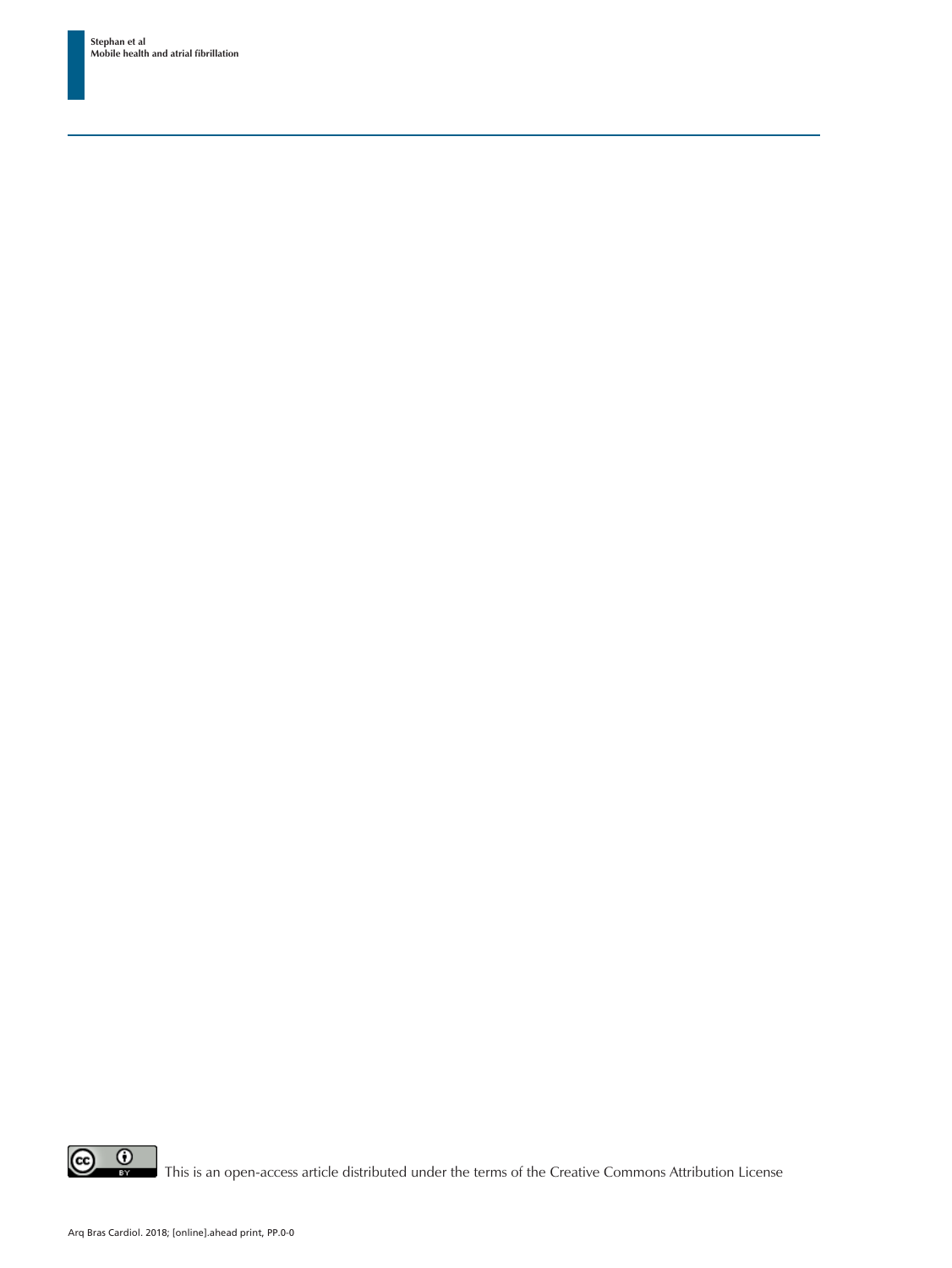This is an open-access article distributed under the terms of the Creative Commons Attribution License